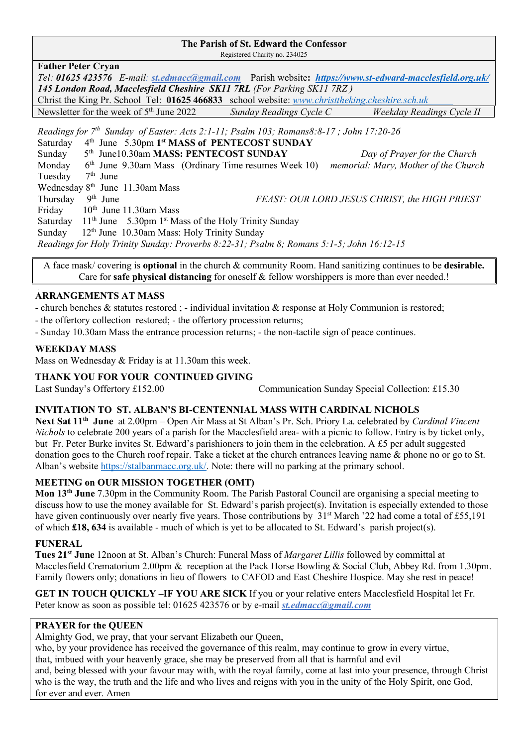**The Parish of St. Edward the Confessor**
Registered Charity no. 234025

**Father Peter Cryan**
*Tel:* ***01625 423576*** *E-mail:* [***st.edmacc@gmail.com***](mailto:st.edmacc@gmail.com) Parish website**:** [***https://www.st-edward-macclesfield.org.uk/***](https://www.st-edward-macclesfield.org.uk/)
***145 London Road, Macclesfield Cheshire SK11 7RL*** *(For Parking SK11 7RZ )*
Christ the King Pr. School Tel: **01625 466833** school website: *www.christtheking.cheshire.sch.uk*
Newsletter for the week of 5th June 2022 *Sunday Readings Cycle C* *Weekday Readings Cycle II*

*Readings for 7th Sunday of Easter: Acts 2:1-11; Psalm 103; Romans8:8-17 ; John 17:20-26*

| | | |
|---|---|---|
| Saturday | 4th June 5.30pm **1st MASS of PENTECOST SUNDAY** | |
| Sunday | 5th June10.30am **MASS: PENTECOST SUNDAY** | *Day of Prayer for the Church* |
| Monday | 6th June 9.30am Mass (Ordinary Time resumes Week 10) | *memorial: Mary, Mother of the Church* |
| Tuesday | 7th June | |
| Wednesday | 8th June 11.30am Mass | |
| Thursday | 9th June | *FEAST: OUR LORD JESUS CHRIST, the HIGH PRIEST* |
| Friday | 10th June 11.30am Mass | |
| Saturday | 11th June 5.30pm 1st Mass of the Holy Trinity Sunday | |
| Sunday | 12th June 10.30am Mass: Holy Trinity Sunday | |

*Readings for Holy Trinity Sunday: Proverbs 8:22-31; Psalm 8; Romans 5:1-5; John 16:12-15*

A face mask/ covering is **optional** in the church & community Room. Hand sanitizing continues to be **desirable.** Care for **safe physical distancing** for oneself & fellow worshippers is more than ever needed.!

### ARRANGEMENTS AT MASS

- church benches & statutes restored ; - individual invitation & response at Holy Communion is restored;
- the offertory collection restored; - the offertory procession returns;
- Sunday 10.30am Mass the entrance procession returns; - the non-tactile sign of peace continues.

### WEEKDAY MASS

Mass on Wednesday & Friday is at 11.30am this week.

### THANK YOU FOR YOUR CONTINUED GIVING

Last Sunday's Offertory £152.00 Communication Sunday Special Collection: £15.30

### INVITATION TO ST. ALBAN'S BI-CENTENNIAL MASS WITH CARDINAL NICHOLS

**Next Sat 11th June** at 2.00pm – Open Air Mass at St Alban's Pr. Sch. Priory La. celebrated by *Cardinal Vincent Nichols* to celebrate 200 years of a parish for the Macclesfield area- with a picnic to follow. Entry is by ticket only, but Fr. Peter Burke invites St. Edward's parishioners to join them in the celebration. A £5 per adult suggested donation goes to the Church roof repair. Take a ticket at the church entrances leaving name & phone no or go to St. Alban's website [https://stalbanmacc.org.uk/](https://stalbanmacc.org.uk/). Note: there will no parking at the primary school.

### MEETING on OUR MISSION TOGETHER (OMT)

**Mon 13th June** 7.30pm in the Community Room. The Parish Pastoral Council are organising a special meeting to discuss how to use the money available for St. Edward's parish project(s). Invitation is especially extended to those have given continuously over nearly five years. Those contributions by 31st March '22 had come a total of £55,191 of which **£18, 634** is available - much of which is yet to be allocated to St. Edward's parish project(s).

### FUNERAL

**Tues 21st June** 12noon at St. Alban's Church: Funeral Mass of *Margaret Lillis* followed by committal at Macclesfield Crematorium 2.00pm & reception at the Pack Horse Bowling & Social Club, Abbey Rd. from 1.30pm. Family flowers only; donations in lieu of flowers to CAFOD and East Cheshire Hospice. May she rest in peace!

**GET IN TOUCH QUICKLY –IF YOU ARE SICK** If you or your relative enters Macclesfield Hospital let Fr. Peter know as soon as possible tel: 01625 423576 or by e-mail [***st.edmacc@gmail.com***](mailto:st.edmacc@gmail.com)

### PRAYER for the QUEEN

Almighty God, we pray, that your servant Elizabeth our Queen,
who, by your providence has received the governance of this realm, may continue to grow in every virtue,
that, imbued with your heavenly grace, she may be preserved from all that is harmful and evil
and, being blessed with your favour may with, with the royal family, come at last into your presence, through Christ who is the way, the truth and the life and who lives and reigns with you in the unity of the Holy Spirit, one God, for ever and ever. Amen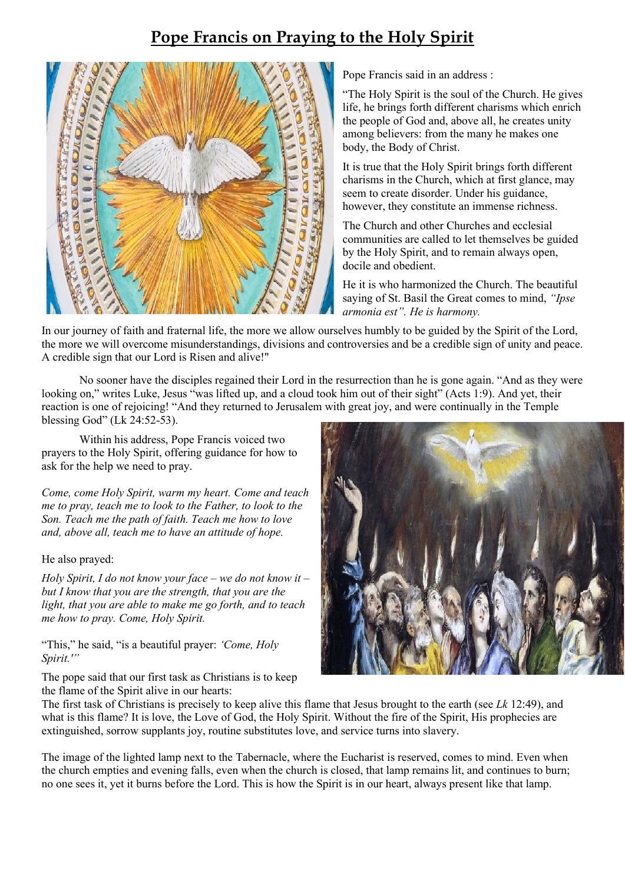# Pope Francis on Praying to the Holy Spirit

Pope Francis said in an address :

"The Holy Spirit is the soul of the Church. He gives life, he brings forth different charisms which enrich the people of God and, above all, he creates unity among believers: from the many he makes one body, the Body of Christ.

It is true that the Holy Spirit brings forth different charisms in the Church, which at first glance, may seem to create disorder. Under his guidance, however, they constitute an immense richness.

The Church and other Churches and ecclesial communities are called to let themselves be guided by the Holy Spirit, and to remain always open, docile and obedient.

He it is who harmonized the Church. The beautiful saying of St. Basil the Great comes to mind, *"Ipse armonia est". He is harmony.*

In our journey of faith and fraternal life, the more we allow ourselves humbly to be guided by the Spirit of the Lord, the more we will overcome misunderstandings, divisions and controversies and be a credible sign of unity and peace. A credible sign that our Lord is Risen and alive!"

No sooner have the disciples regained their Lord in the resurrection than he is gone again. "And as they were looking on," writes Luke, Jesus "was lifted up, and a cloud took him out of their sight" (Acts 1:9). And yet, their reaction is one of rejoicing! "And they returned to Jerusalem with great joy, and were continually in the Temple blessing God" (Lk 24:52-53).

Within his address, Pope Francis voiced two prayers to the Holy Spirit, offering guidance for how to ask for the help we need to pray.

*Come, come Holy Spirit, warm my heart. Come and teach me to pray, teach me to look to the Father, to look to the Son. Teach me the path of faith. Teach me how to love and, above all, teach me to have an attitude of hope.*

He also prayed:

*Holy Spirit, I do not know your face – we do not know it – but I know that you are the strength, that you are the light, that you are able to make me go forth, and to teach me how to pray. Come, Holy Spirit.*

"This," he said, "is a beautiful prayer: *'Come, Holy Spirit.'"*

The pope said that our first task as Christians is to keep the flame of the Spirit alive in our hearts:

The first task of Christians is precisely to keep alive this flame that Jesus brought to the earth (see *Lk* 12:49), and what is this flame? It is love, the Love of God, the Holy Spirit. Without the fire of the Spirit, His prophecies are extinguished, sorrow supplants joy, routine substitutes love, and service turns into slavery.

The image of the lighted lamp next to the Tabernacle, where the Eucharist is reserved, comes to mind. Even when the church empties and evening falls, even when the church is closed, that lamp remains lit, and continues to burn; no one sees it, yet it burns before the Lord. This is how the Spirit is in our heart, always present like that lamp.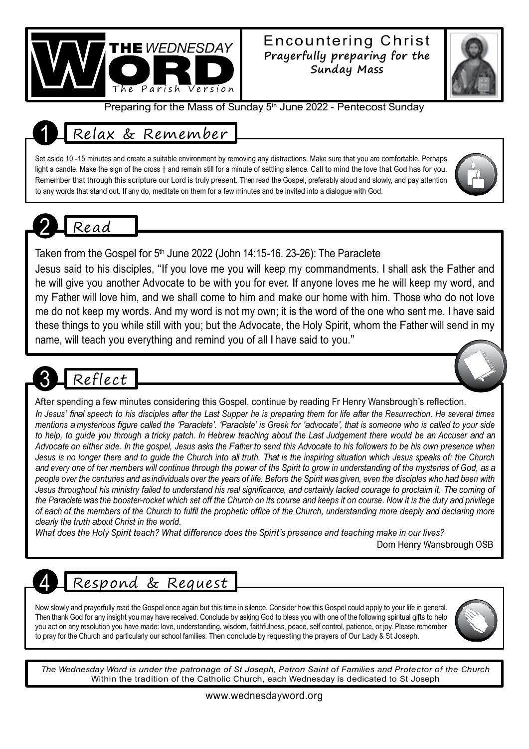# THE WEDNESDAY WORD

The Parish Version

## Encountering Christ

**Prayerfully preparing for the Sunday Mass**

Preparing for the Mass of Sunday 5th June 2022 - Pentecost Sunday

## 1 Relax & Remember

Set aside 10 -15 minutes and create a suitable environment by removing any distractions. Make sure that you are comfortable. Perhaps light a candle. Make the sign of the cross † and remain still for a minute of settling silence. Call to mind the love that God has for you. Remember that through this scripture our Lord is truly present. Then read the Gospel, preferably aloud and slowly, and pay attention to any words that stand out. If any do, meditate on them for a few minutes and be invited into a dialogue with God.

## 2 Read

Taken from the Gospel for 5th June 2022 (John 14:15-16. 23-26): The Paraclete

Jesus said to his disciples, "If you love me you will keep my commandments. I shall ask the Father and he will give you another Advocate to be with you for ever. If anyone loves me he will keep my word, and my Father will love him, and we shall come to him and make our home with him. Those who do not love me do not keep my words. And my word is not my own; it is the word of the one who sent me. I have said these things to you while still with you; but the Advocate, the Holy Spirit, whom the Father will send in my name, will teach you everything and remind you of all I have said to you."

## 3 Reflect

After spending a few minutes considering this Gospel, continue by reading Fr Henry Wansbrough's reflection.

*In Jesus' final speech to his disciples after the Last Supper he is preparing them for life after the Resurrection. He several times mentions a mysterious figure called the 'Paraclete'. 'Paraclete' is Greek for 'advocate', that is someone who is called to your side to help, to guide you through a tricky patch. In Hebrew teaching about the Last Judgement there would be an Accuser and an Advocate on either side. In the gospel, Jesus asks the Father to send this Advocate to his followers to be his own presence when Jesus is no longer there and to guide the Church into all truth. That is the inspiring situation which Jesus speaks of: the Church and every one of her members will continue through the power of the Spirit to grow in understanding of the mysteries of God, as a people over the centuries and as individuals over the years of life. Before the Spirit was given, even the disciples who had been with Jesus throughout his ministry failed to understand his real significance, and certainly lacked courage to proclaim it. The coming of the Paraclete was the booster-rocket which set off the Church on its course and keeps it on course. Now it is the duty and privilege of each of the members of the Church to fulfil the prophetic office of the Church, understanding more deeply and declaring more clearly the truth about Christ in the world.*

*What does the Holy Spirit teach? What difference does the Spirit's presence and teaching make in our lives?*

Dom Henry Wansbrough OSB

## 4 Respond & Request

Now slowly and prayerfully read the Gospel once again but this time in silence. Consider how this Gospel could apply to your life in general. Then thank God for any insight you may have received. Conclude by asking God to bless you with one of the following spiritual gifts to help you act on any resolution you have made: love, understanding, wisdom, faithfulness, peace, self control, patience, or joy. Please remember to pray for the Church and particularly our school families. Then conclude by requesting the prayers of Our Lady & St Joseph.

*The Wednesday Word is under the patronage of St Joseph, Patron Saint of Families and Protector of the Church*

Within the tradition of the Catholic Church, each Wednesday is dedicated to St Joseph

www.wednesdayword.org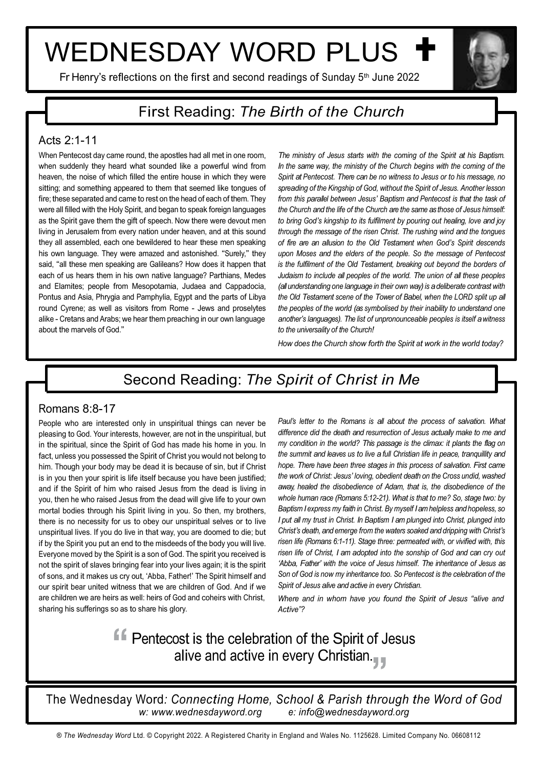# WEDNESDAY WORD PLUS ✝

Fr Henry's reflections on the first and second readings of Sunday 5th June 2022

## First Reading: *The Birth of the Church*

### Acts 2:1-11

When Pentecost day came round, the apostles had all met in one room, when suddenly they heard what sounded like a powerful wind from heaven, the noise of which filled the entire house in which they were sitting; and something appeared to them that seemed like tongues of fire; these separated and came to rest on the head of each of them. They were all filled with the Holy Spirit, and began to speak foreign languages as the Spirit gave them the gift of speech. Now there were devout men living in Jerusalem from every nation under heaven, and at this sound they all assembled, each one bewildered to hear these men speaking his own language. They were amazed and astonished. "Surely," they said, "all these men speaking are Galileans? How does it happen that each of us hears them in his own native language? Parthians, Medes and Elamites; people from Mesopotamia, Judaea and Cappadocia, Pontus and Asia, Phrygia and Pamphylia, Egypt and the parts of Libya round Cyrene; as well as visitors from Rome - Jews and proselytes alike - Cretans and Arabs; we hear them preaching in our own language about the marvels of God."

*The ministry of Jesus starts with the coming of the Spirit at his Baptism. In the same way, the ministry of the Church begins with the coming of the Spirit at Pentecost. There can be no witness to Jesus or to his message, no spreading of the Kingship of God, without the Spirit of Jesus. Another lesson from this parallel between Jesus' Baptism and Pentecost is that the task of the Church and the life of the Church are the same as those of Jesus himself: to bring God's kingship to its fulfilment by pouring out healing, love and joy through the message of the risen Christ. The rushing wind and the tongues of fire are an allusion to the Old Testament when God's Spirit descends upon Moses and the elders of the people. So the message of Pentecost is the fulfilment of the Old Testament, breaking out beyond the borders of Judaism to include all peoples of the world. The union of all these peoples (all understanding one language in their own way) is a deliberate contrast with the Old Testament scene of the Tower of Babel, when the LORD split up all the peoples of the world (as symbolised by their inability to understand one another's languages). The list of unpronounceable peoples is itself a witness to the universality of the Church!*

*How does the Church show forth the Spirit at work in the world today?*

## Second Reading: *The Spirit of Christ in Me*

### Romans 8:8-17

People who are interested only in unspiritual things can never be pleasing to God. Your interests, however, are not in the unspiritual, but in the spiritual, since the Spirit of God has made his home in you. In fact, unless you possessed the Spirit of Christ you would not belong to him. Though your body may be dead it is because of sin, but if Christ is in you then your spirit is life itself because you have been justified; and if the Spirit of him who raised Jesus from the dead is living in you, then he who raised Jesus from the dead will give life to your own mortal bodies through his Spirit living in you. So then, my brothers, there is no necessity for us to obey our unspiritual selves or to live unspiritual lives. If you do live in that way, you are doomed to die; but if by the Spirit you put an end to the misdeeds of the body you will live. Everyone moved by the Spirit is a son of God. The spirit you received is not the spirit of slaves bringing fear into your lives again; it is the spirit of sons, and it makes us cry out, 'Abba, Father!' The Spirit himself and our spirit bear united witness that we are children of God. And if we are children we are heirs as well: heirs of God and coheirs with Christ, sharing his sufferings so as to share his glory.

*Paul's letter to the Romans is all about the process of salvation. What difference did the death and resurrection of Jesus actually make to me and my condition in the world? This passage is the climax: it plants the flag on the summit and leaves us to live a full Christian life in peace, tranquillity and hope. There have been three stages in this process of salvation. First came the work of Christ: Jesus' loving, obedient death on the Cross undid, washed away, healed the disobedience of Adam, that is, the disobedience of the whole human race (Romans 5:12-21). What is that to me? So, stage two: by Baptism I express my faith in Christ. By myself I am helpless and hopeless, so I put all my trust in Christ. In Baptism I am plunged into Christ, plunged into Christ's death, and emerge from the waters soaked and dripping with Christ's risen life (Romans 6:1-11). Stage three: permeated with, or vivified with, this risen life of Christ, I am adopted into the sonship of God and can cry out 'Abba, Father' with the voice of Jesus himself. The inheritance of Jesus as Son of God is now my inheritance too. So Pentecost is the celebration of the Spirit of Jesus alive and active in every Christian.*

*Where and in whom have you found the Spirit of Jesus "alive and Active"?*

> "Pentecost is the celebration of the Spirit of Jesus alive and active in every Christian."

The Wednesday Word*: Connecting Home, School & Parish through the Word of God*

*w: www.wednesdayword.org e: info@wednesdayword.org*

® *The Wednesday Word* Ltd. © Copyright 2022. A Registered Charity in England and Wales No. 1125628. Limited Company No. 06608112